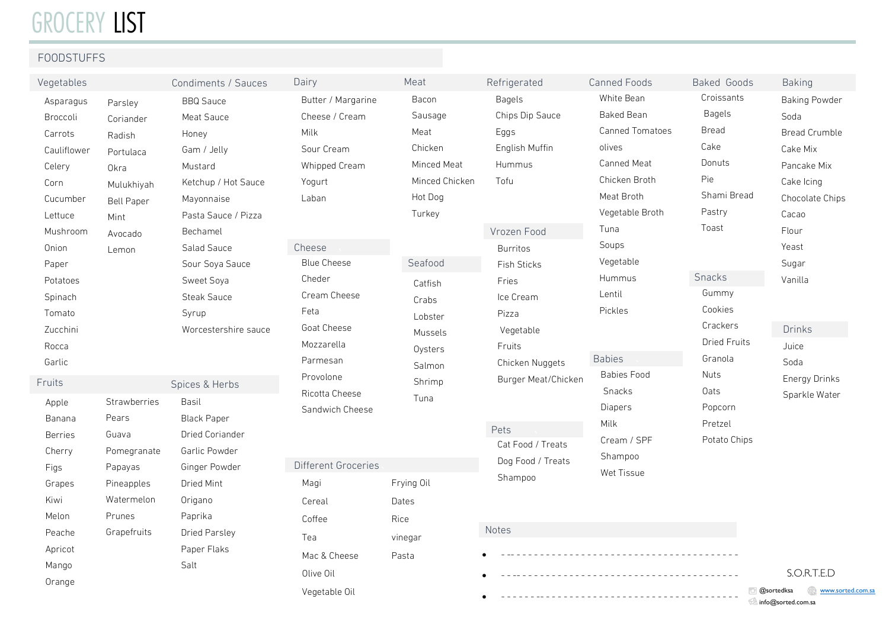# GROCERY LIST

## FOODSTUFFS

### Vegetables

- Asparagus
- Broccoli
- Carrots
- Cauliflower
- Celery
- Corn
- Cucumber
- Lettuce
- Mushroom
- Onion
- Paper
- Potatoes
- Spinach
- Tomato
- Zucchini
- Rocca
- Garlic
- Parsley
- Coriander
- Radish
- Portulaca
- Okra
- Mulukhiyah
- Bell Paper
- Mint
- Avocado
- Lemon

### Fruits

- Apple
- Banana
- Berries
- Cherry
- Figs
- Grapes
- Kiwi
- Melon
- Peache
- Apricot
- Mango
- Orange
- Strawberries
- Pears
- Guava
- Pomegranate
- Papayas
- Pineapples
- Watermelon
- Prunes
- Grapefruits

### Condiments / Sauces

- BBQ Sauce
- Meat Sauce
- Honey
- Gam / Jelly
- Mustard
- Ketchup / Hot Sauce
- Mayonnaise
- Pasta Sauce / Pizza
- Bechamel
- Salad Sauce
- Sour Soya Sauce
- Sweet Soya
- Steak Sauce
- Syrup
- Worcestershire sauce

### Spices & Herbs

- Basil
- Black Paper
- Dried Coriander
- Garlic Powder
- Ginger Powder
- Dried Mint
- Origano
- Paprika
- Dried Parsley
- Paper Flaks
- Salt

### Dairy

- Butter / Margarine
- Cheese / Cream
- Milk
- Sour Cream
- Whipped Cream
- Yogurt
- Laban

### Cheese

- Blue Cheese
- Cheder
- Cream Cheese
- Feta
- Goat Cheese
- Mozzarella
- Parmesan
- Provolone
- Ricotta Cheese
- Sandwich Cheese

### Meat

- Bacon
- Sausage
- Meat
- Chicken
- Minced Meat
- Minced Chicken
- Hot Dog
- Turkey

### Seafood

- Catfish
- Crabs
- Lobster
- Mussels
- Oysters
- Salmon
- Shrimp
- Tuna

### Different Groceries

- Magi
- Cereal
- Coffee
- Tea
- Mac & Cheese
- Olive Oil
- Vegetable Oil
- Frying Oil
- Dates
- Rice
- vinegar
- Pasta

### Refrigerated

- Bagels
- Chips Dip Sauce
- Eggs
- English Muffin
- Hummus
- Tofu

### Vrozen Food

- Burritos
- Fish Sticks
- Fries
- Ice Cream
- Pizza
- Vegetable
- Fruits
- Chicken Nuggets
- Burger Meat/Chicken

### Pets

- Cat Food / Treats
- Dog Food / Treats
- Shampoo

### Canned Foods

- White Bean
- Baked Bean
- Canned Tomatoes
- olives
- Canned Meat
- Chicken Broth
- Meat Broth
- Vegetable Broth
- Tuna
- Soups
- Vegetable
- Hummus
- Lentil
- Pickles

### Babies

- Babies Food
- Snacks
- Diapers
- Milk
- Cream / SPF
- Shampoo
- Wet Tissue

### Baked Goods

- Croissants
- Bagels
- Bread
- Cake
- Donuts
- Pie
- Shami Bread
- Pastry
- Toast

### Snacks

- Gummy
- Cookies
- Crackers
- Dried Fruits
- Granola
- Nuts
- Oats
- Popcorn
- Pretzel
- Potato Chips

### Baking

- Baking Powder
- Soda
- Bread Crumble
- Cake Mix
- Pancake Mix
- Cake Icing
- Chocolate Chips
- Cacao
- Flour
- Yeast
- Sugar
- Vanilla

### Drinks

- Juice
- Soda
- Energy Drinks
- Sparkle Water

### Notes

- ------------------------------------------------
- ------------------------------------------------
- ------------------------------------------------

S.O.R.T.E.D

@sortedksa www.sorted.com.sa info@sorted.com.sa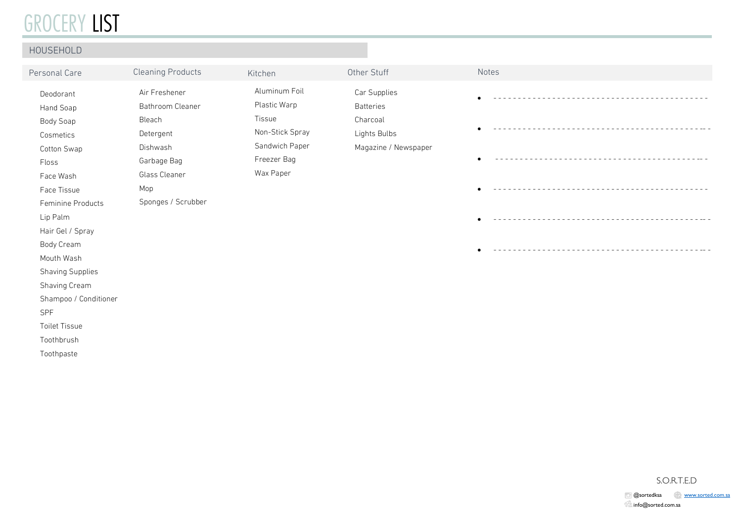# GROCERY LIST

## HOUSEHOLD

### Personal Care

- Deodorant
- Hand Soap
- Body Soap
- Cosmetics
- Cotton Swap
- Floss
- Face Wash
- Face Tissue
- Feminine Products
- Lip Palm
- Hair Gel / Spray
- Body Cream
- Mouth Wash
- Shaving Supplies
- Shaving Cream
- Shampoo / Conditioner
- SPF
- Toilet Tissue
- Toothbrush
- Toothpaste

### Cleaning Products

- Air Freshener
- Bathroom Cleaner
- Bleach
- Detergent
- Dishwash
- Garbage Bag
- Glass Cleaner
- Mop
- Sponges / Scrubber

### Kitchen

- Aluminum Foil
- Plastic Warp
- Tissue
- Non-Stick Spray
- Sandwich Paper
- Freezer Bag
- Wax Paper

### Other Stuff

- Car Supplies
- Batteries
- Charcoal
- Lights Bulbs
- Magazine / Newspaper

### Notes

- ------------------------------------------
- ------------------------------------------
- ------------------------------------------
- ------------------------------------------
- ------------------------------------------
- ------------------------------------------

S.O.R.T.E.D

@sortedksa www.sorted.com.sa

info@sorted.com.sa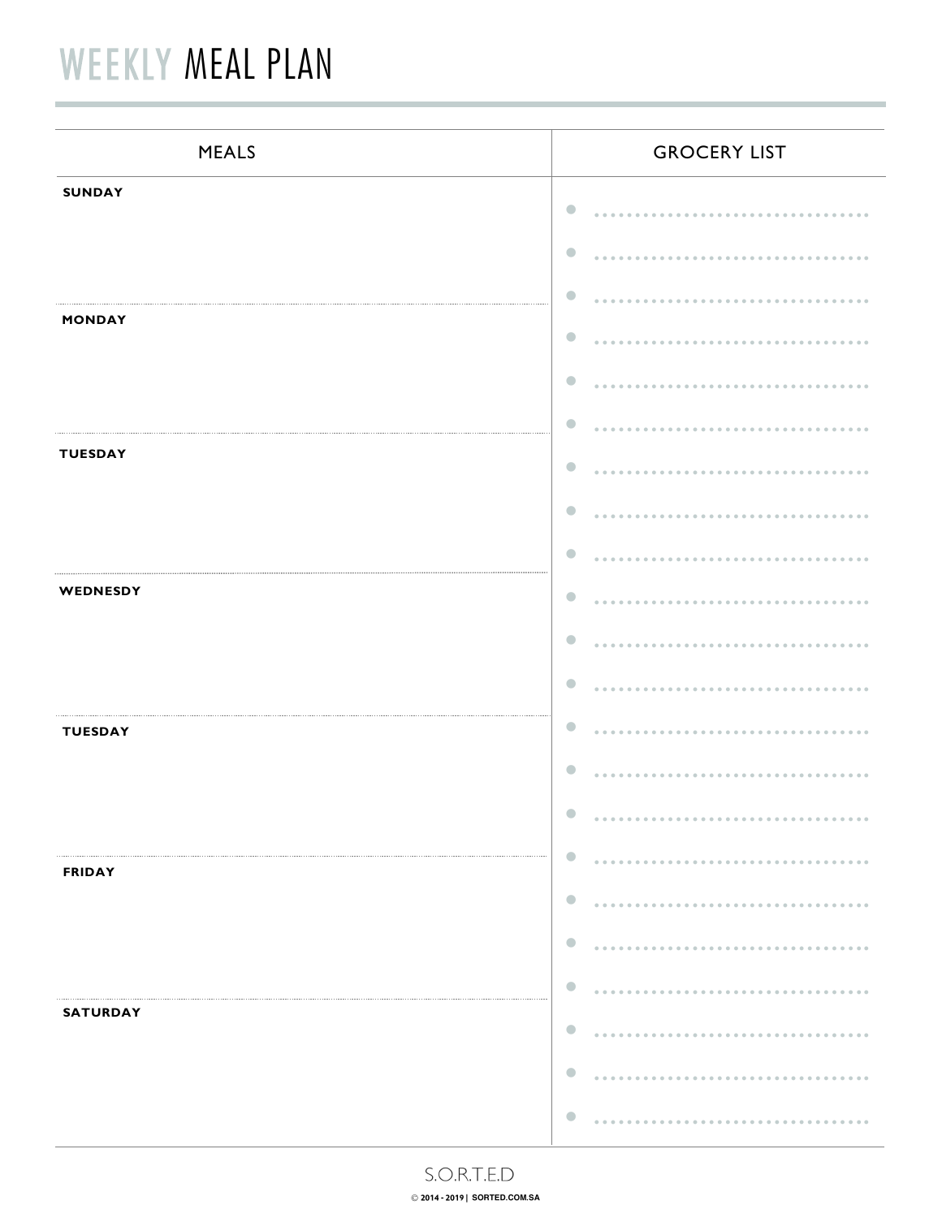# WEEKLY MEAL PLAN

| MEALS | GROCERY LIST |
| --- | --- |
| **SUNDAY** | |
| **MONDAY** | |
| **TUESDAY** | |
| **WEDNESDY** | |
| **TUESDAY** | |
| **FRIDAY** | |
| **SATURDAY** | |

S.O.R.T.E.D

© 2014 - 2019 | SORTED.COM.SA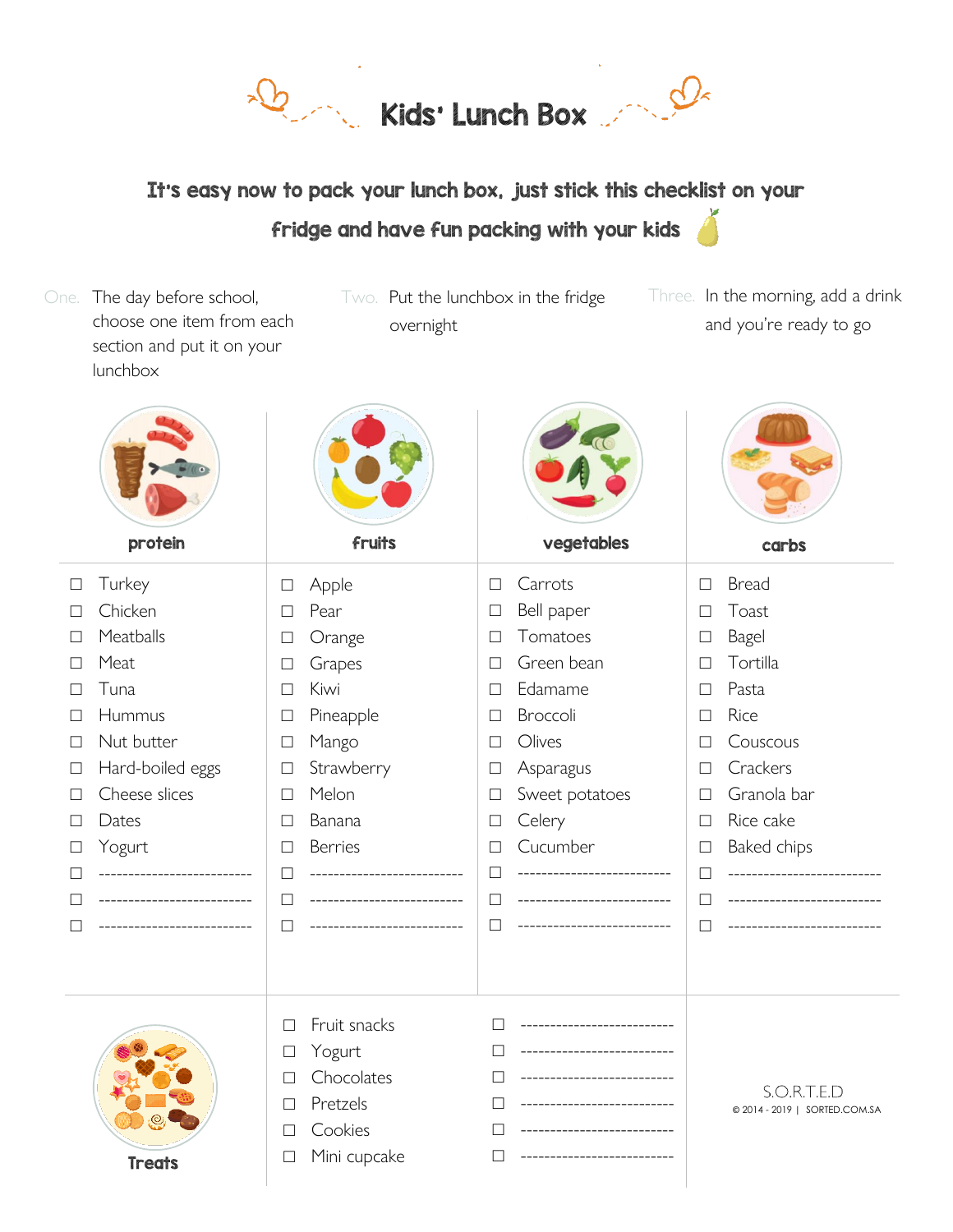# Kids' Lunch Box

**It's easy now to pack your lunch box, just stick this checklist on your fridge and have fun packing with your kids**

One. The day before school, choose one item from each section and put it on your lunchbox

Two. Put the lunchbox in the fridge overnight

Three. In the morning, add a drink and you're ready to go

| protein | fruits | vegetables | carbs |
|---|---|---|---|
| ☐ Turkey | ☐ Apple | ☐ Carrots | ☐ Bread |
| ☐ Chicken | ☐ Pear | ☐ Bell paper | ☐ Toast |
| ☐ Meatballs | ☐ Orange | ☐ Tomatoes | ☐ Bagel |
| ☐ Meat | ☐ Grapes | ☐ Green bean | ☐ Tortilla |
| ☐ Tuna | ☐ Kiwi | ☐ Edamame | ☐ Pasta |
| ☐ Hummus | ☐ Pineapple | ☐ Broccoli | ☐ Rice |
| ☐ Nut butter | ☐ Mango | ☐ Olives | ☐ Couscous |
| ☐ Hard-boiled eggs | ☐ Strawberry | ☐ Asparagus | ☐ Crackers |
| ☐ Cheese slices | ☐ Melon | ☐ Sweet potatoes | ☐ Granola bar |
| ☐ Dates | ☐ Banana | ☐ Celery | ☐ Rice cake |
| ☐ Yogurt | ☐ Berries | ☐ Cucumber | ☐ Baked chips |
| ☐ ------------------------- | ☐ ------------------------- | ☐ ------------------------- | ☐ ------------------------- |
| ☐ ------------------------- | ☐ ------------------------- | ☐ ------------------------- | ☐ ------------------------- |
| ☐ ------------------------- | ☐ ------------------------- | ☐ ------------------------- | ☐ ------------------------- |

| Treats | | |
|---|---|---|
| | ☐ Fruit snacks | ☐ ------------------------- |
| | ☐ Yogurt | ☐ ------------------------- |
| | ☐ Chocolates | ☐ ------------------------- |
| | ☐ Pretzels | ☐ ------------------------- |
| | ☐ Cookies | ☐ ------------------------- |
| | ☐ Mini cupcake | ☐ ------------------------- |

S.O.R.T.E.D

© 2014 - 2019 | SORTED.COM.SA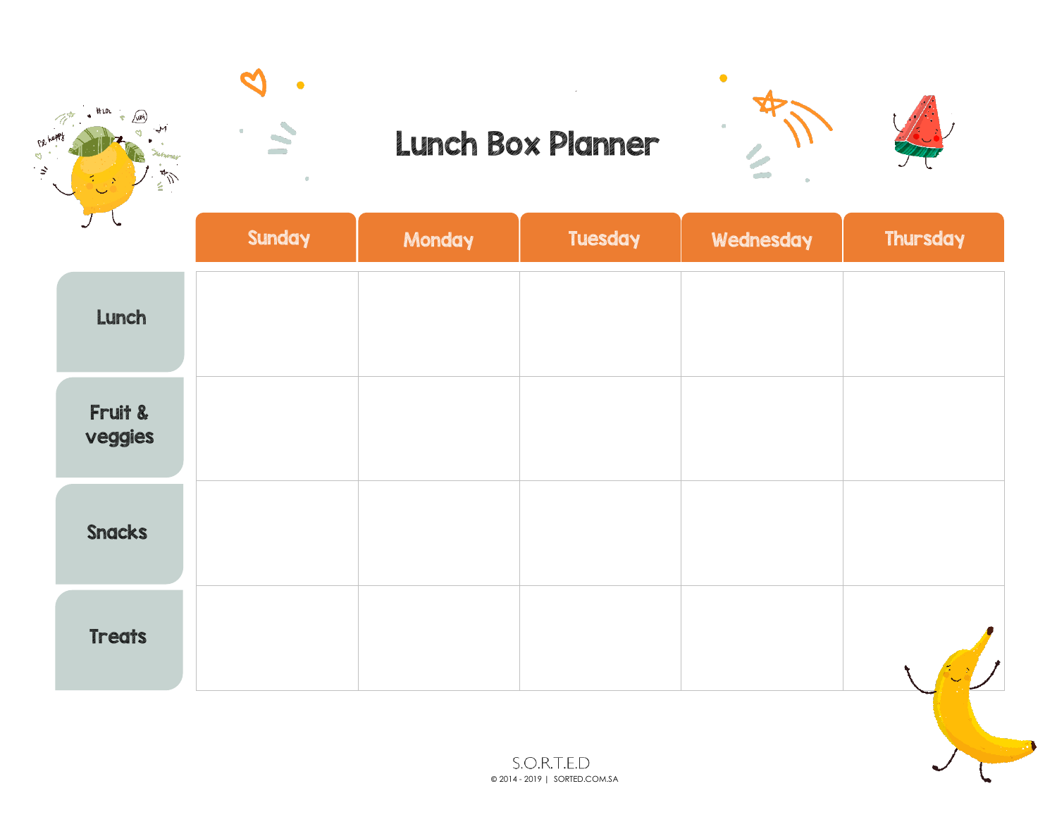# Lunch Box Planner

| | Sunday | Monday | Tuesday | Wednesday | Thursday |
|---|---|---|---|---|---|
| Lunch | | | | | |
| Fruit & veggies | | | | | |
| Snacks | | | | | |
| Treats | | | | | |

S.O.R.T.E.D

© 2014 - 2019 | SORTED.COM.SA